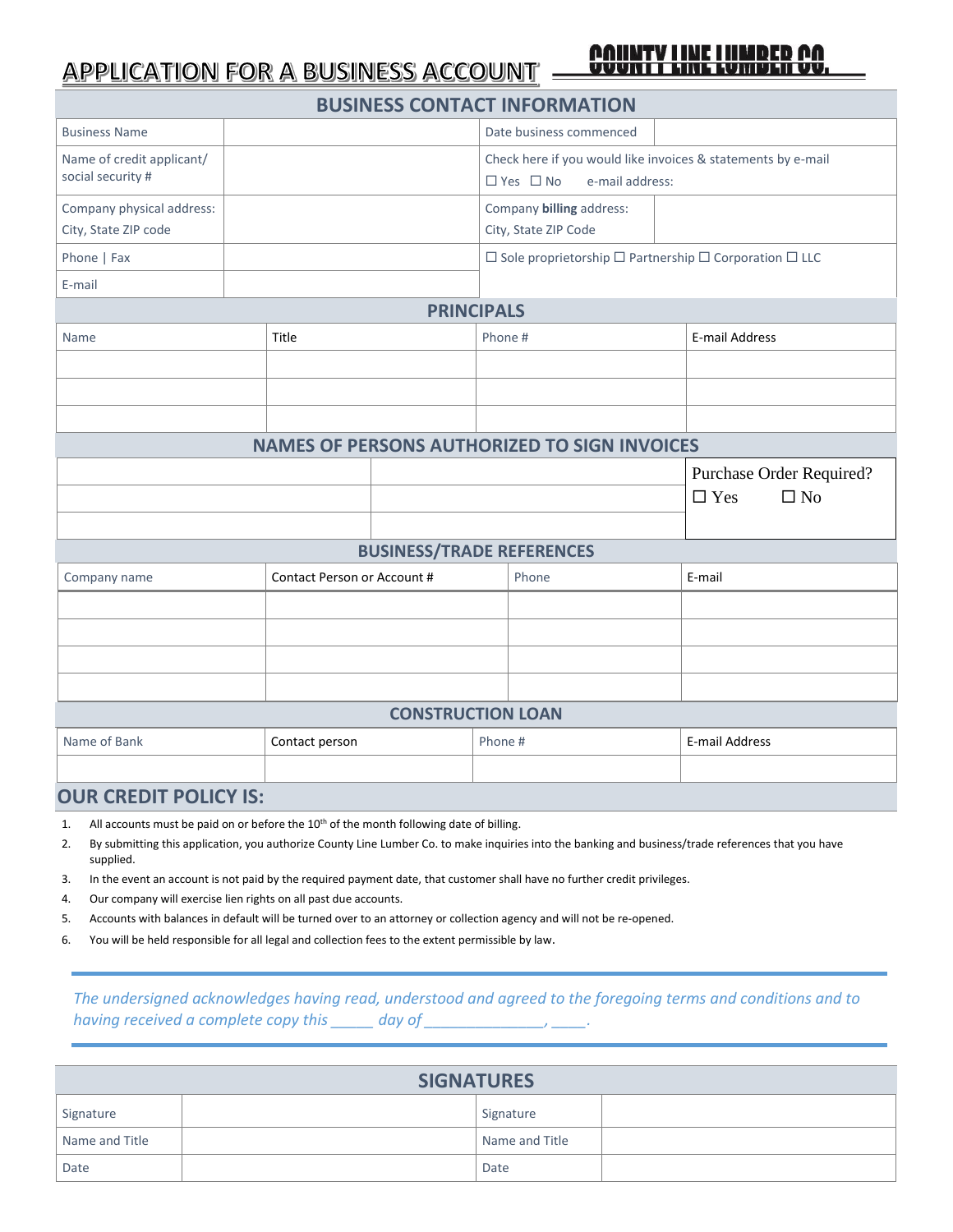# APPLICATION FOR A BUSINESS ACCOUNT

**COUNTY LINE LUMBER CO.**

## BUSINESS CONTACT INFORMATION

| | | | |
|---|---|---|---|
| Business Name | | Date business commenced | |
| Name of credit applicant/ social security # | | Check here if you would like invoices & statements by e-mail ☐ Yes ☐ No e-mail address: | |
| Company physical address: City, State ZIP code | | Company **billing** address: City, State ZIP Code | |
| Phone \| Fax | | ☐ Sole proprietorship ☐ Partnership ☐ Corporation ☐ LLC | |
| E-mail | | | |

## PRINCIPALS

| Name | Title | Phone # | E-mail Address |
|---|---|---|---|
| | | | |
| | | | |
| | | | |

## NAMES OF PERSONS AUTHORIZED TO SIGN INVOICES

| | | Purchase Order Required? ☐ Yes ☐ No |
|---|---|---|
| | | |
| | | |
| | | |

## BUSINESS/TRADE REFERENCES

| Company name | Contact Person or Account # | Phone | E-mail |
|---|---|---|---|
| | | | |
| | | | |
| | | | |
| | | | |

## CONSTRUCTION LOAN

| Name of Bank | Contact person | Phone # | E-mail Address |
|---|---|---|---|
| | | | |

## OUR CREDIT POLICY IS:

1. All accounts must be paid on or before the 10th of the month following date of billing.
2. By submitting this application, you authorize County Line Lumber Co. to make inquiries into the banking and business/trade references that you have supplied.
3. In the event an account is not paid by the required payment date, that customer shall have no further credit privileges.
4. Our company will exercise lien rights on all past due accounts.
5. Accounts with balances in default will be turned over to an attorney or collection agency and will not be re-opened.
6. You will be held responsible for all legal and collection fees to the extent permissible by law.

*The undersigned acknowledges having read, understood and agreed to the foregoing terms and conditions and to having received a complete copy this _____ day of ______________, ____.*

## SIGNATURES

| | | | |
|---|---|---|---|
| Signature | | Signature | |
| Name and Title | | Name and Title | |
| Date | | Date | |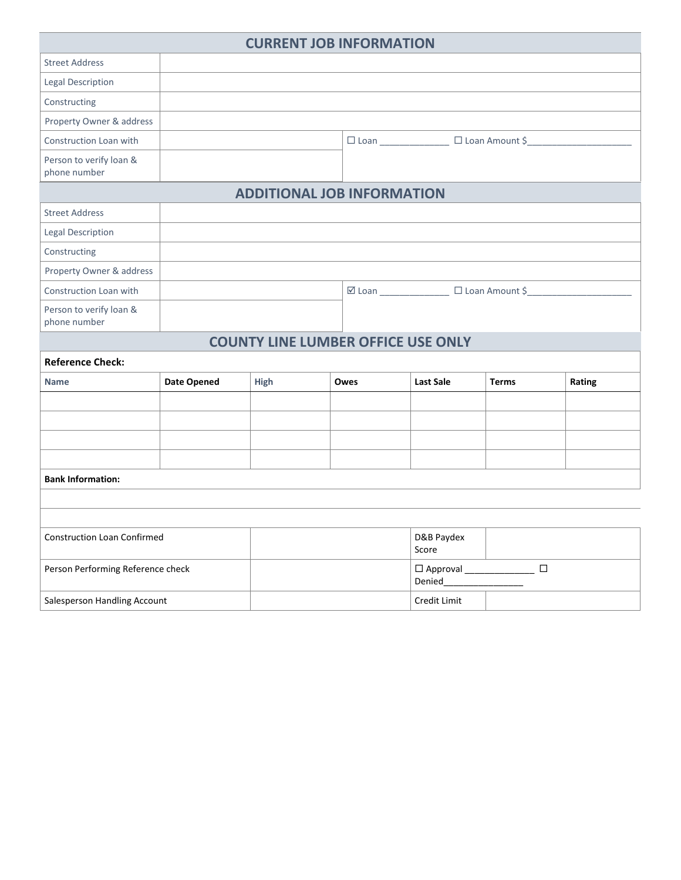## CURRENT JOB INFORMATION

| | | |
|---|---|---|
| Street Address | | |
| Legal Description | | |
| Constructing | | |
| Property Owner & address | | |
| Construction Loan with | | ☐ Loan ______________ ☐ Loan Amount $_____________________ |
| Person to verify loan & phone number | | |

## ADDITIONAL JOB INFORMATION

| | | |
|---|---|---|
| Street Address | | |
| Legal Description | | |
| Constructing | | |
| Property Owner & address | | |
| Construction Loan with | | ☑ Loan ______________ ☐ Loan Amount $_____________________ |
| Person to verify loan & phone number | | |

## COUNTY LINE LUMBER OFFICE USE ONLY

**Reference Check:**

| Name | Date Opened | High | Owes | Last Sale | Terms | Rating |
|---|---|---|---|---|---|---|
| | | | | | | |
| | | | | | | |
| | | | | | | |
| | | | | | | |

**Bank Information:**

| | | | |
|---|---|---|---|
| Construction Loan Confirmed | | D&B Paydex Score | |
| Person Performing Reference check | | ☐ Approval ______________ ☐ Denied________________ | |
| Salesperson Handling Account | | Credit Limit | |